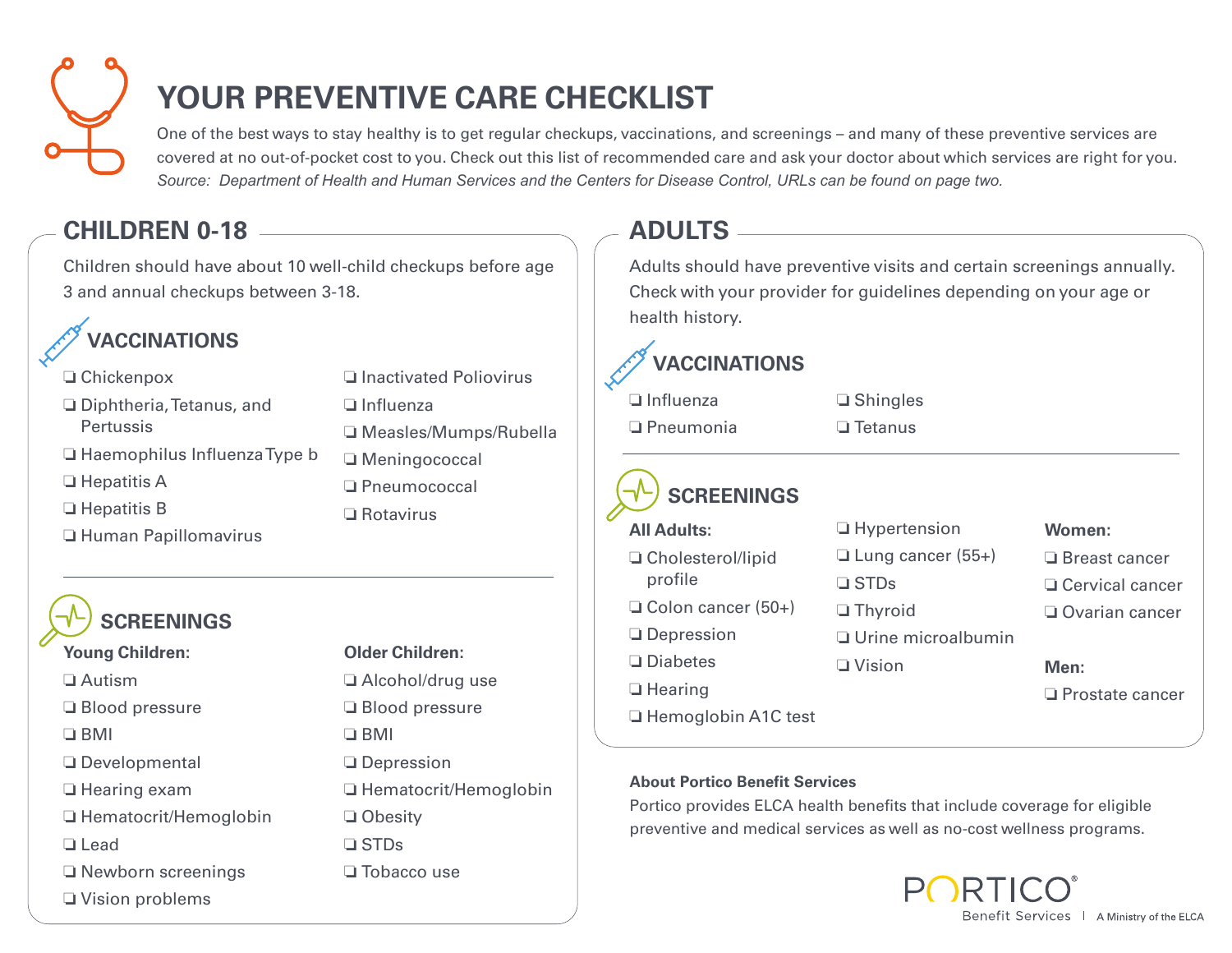# YOUR PREVENTIVE CARE CHECKLIST

One of the best ways to stay healthy is to get regular checkups, vaccinations, and screenings – and many of these preventive services are covered at no out-of-pocket cost to you. Check out this list of recommended care and ask your doctor about which services are right for you.

*Source: Department of Health and Human Services and the Centers for Disease Control, URLs can be found on page two.*

## CHILDREN 0-18

Children should have about 10 well-child checkups before age 3 and annual checkups between 3-18.

### VACCINATIONS

- ❏ Chickenpox
- ❏ Diphtheria, Tetanus, and Pertussis
- ❏ Haemophilus Influenza Type b
- ❏ Hepatitis A
- ❏ Hepatitis B
- ❏ Human Papillomavirus
- ❏ Inactivated Poliovirus
- ❏ Influenza
- ❏ Measles/Mumps/Rubella
- ❏ Meningococcal
- ❏ Pneumococcal
- ❏ Rotavirus

### SCREENINGS

**Young Children:**

- ❏ Autism
- ❏ Blood pressure
- ❏ BMI
- ❏ Developmental
- ❏ Hearing exam
- ❏ Hematocrit/Hemoglobin
- ❏ Lead
- ❏ Newborn screenings
- ❏ Vision problems

**Older Children:**

- ❏ Alcohol/drug use
- ❏ Blood pressure
- ❏ BMI
- ❏ Depression
- ❏ Hematocrit/Hemoglobin
- ❏ Obesity
- ❏ STDs
- ❏ Tobacco use

## ADULTS

Adults should have preventive visits and certain screenings annually. Check with your provider for guidelines depending on your age or health history.

### VACCINATIONS

- ❏ Influenza
- ❏ Pneumonia
- ❏ Shingles
- ❏ Tetanus

### SCREENINGS

**All Adults:**

- ❏ Cholesterol/lipid profile
- ❏ Colon cancer (50+)
- ❏ Depression
- ❏ Diabetes
- ❏ Hearing
- ❏ Hemoglobin A1C test
- ❏ Hypertension
- ❏ Lung cancer (55+)
- ❏ STDs
- ❏ Thyroid
- ❏ Urine microalbumin
- ❏ Vision

**Women:**

- ❏ Breast cancer
- ❏ Cervical cancer
- ❏ Ovarian cancer

**Men:**

- ❏ Prostate cancer

**About Portico Benefit Services**

Portico provides ELCA health benefits that include coverage for eligible preventive and medical services as well as no-cost wellness programs.

PORTICO® Benefit Services | A Ministry of the ELCA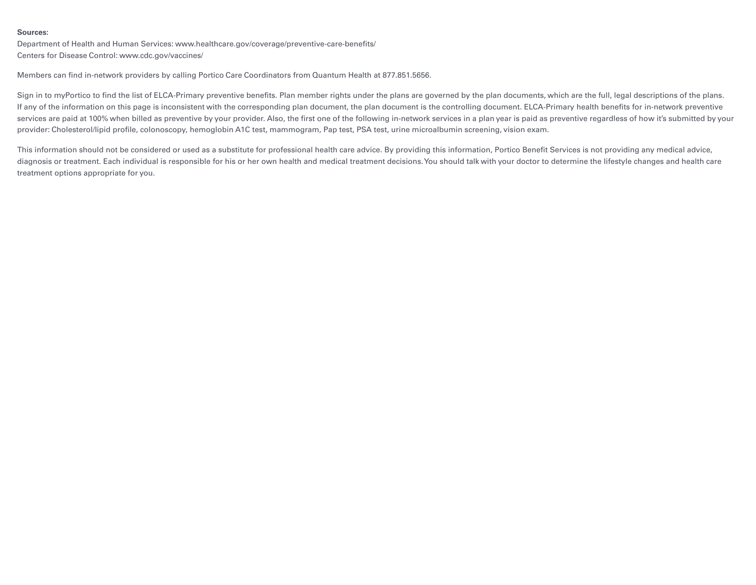**Sources:**
Department of Health and Human Services: www.healthcare.gov/coverage/preventive-care-benefits/
Centers for Disease Control: www.cdc.gov/vaccines/

Members can find in-network providers by calling Portico Care Coordinators from Quantum Health at 877.851.5656.

Sign in to myPortico to find the list of ELCA-Primary preventive benefits. Plan member rights under the plans are governed by the plan documents, which are the full, legal descriptions of the plans. If any of the information on this page is inconsistent with the corresponding plan document, the plan document is the controlling document. ELCA-Primary health benefits for in-network preventive services are paid at 100% when billed as preventive by your provider. Also, the first one of the following in-network services in a plan year is paid as preventive regardless of how it's submitted by your provider: Cholesterol/lipid profile, colonoscopy, hemoglobin A1C test, mammogram, Pap test, PSA test, urine microalbumin screening, vision exam.

This information should not be considered or used as a substitute for professional health care advice. By providing this information, Portico Benefit Services is not providing any medical advice, diagnosis or treatment. Each individual is responsible for his or her own health and medical treatment decisions. You should talk with your doctor to determine the lifestyle changes and health care treatment options appropriate for you.